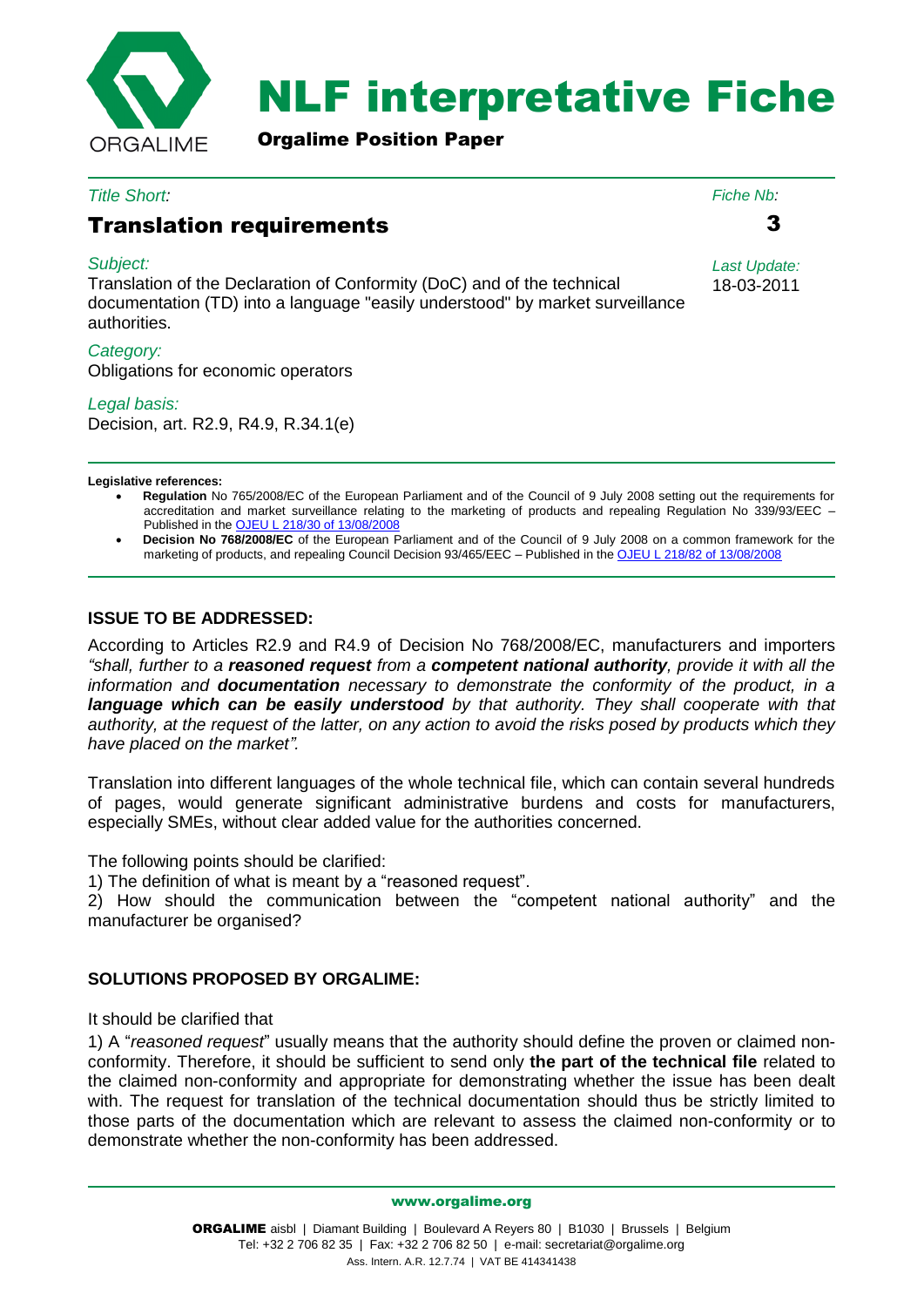# NLF interpretative Fiche

**Orgalime Position Paper**

*Title Short:*

## Translation requirements

*Fiche Nb:*

**3**

*Subject:*

Translation of the Declaration of Conformity (DoC) and of the technical documentation (TD) into a language "easily understood" by market surveillance authorities.

*Last Update:*

18-03-2011

*Category:*

Obligations for economic operators

*Legal basis:*

Decision, art. R2.9, R4.9, R.34.1(e)

**Legislative references:**

- **Regulation** No 765/2008/EC of the European Parliament and of the Council of 9 July 2008 setting out the requirements for accreditation and market surveillance relating to the marketing of products and repealing Regulation No 339/93/EEC – Published in the OJEU L 218/30 of 13/08/2008
- **Decision No 768/2008/EC** of the European Parliament and of the Council of 9 July 2008 on a common framework for the marketing of products, and repealing Council Decision 93/465/EEC – Published in the OJEU L 218/82 of 13/08/2008

### ISSUE TO BE ADDRESSED:

According to Articles R2.9 and R4.9 of Decision No 768/2008/EC, manufacturers and importers *"shall, further to a **reasoned request** from a **competent national authority**, provide it with all the information and **documentation** necessary to demonstrate the conformity of the product, in a **language which can be easily understood** by that authority. They shall cooperate with that authority, at the request of the latter, on any action to avoid the risks posed by products which they have placed on the market".*

Translation into different languages of the whole technical file, which can contain several hundreds of pages, would generate significant administrative burdens and costs for manufacturers, especially SMEs, without clear added value for the authorities concerned.

The following points should be clarified:

1) The definition of what is meant by a "reasoned request".

2) How should the communication between the "competent national authority" and the manufacturer be organised?

### SOLUTIONS PROPOSED BY ORGALIME:

It should be clarified that

1) A "*reasoned request*" usually means that the authority should define the proven or claimed non-conformity. Therefore, it should be sufficient to send only **the part of the technical file** related to the claimed non-conformity and appropriate for demonstrating whether the issue has been dealt with. The request for translation of the technical documentation should thus be strictly limited to those parts of the documentation which are relevant to assess the claimed non-conformity or to demonstrate whether the non-conformity has been addressed.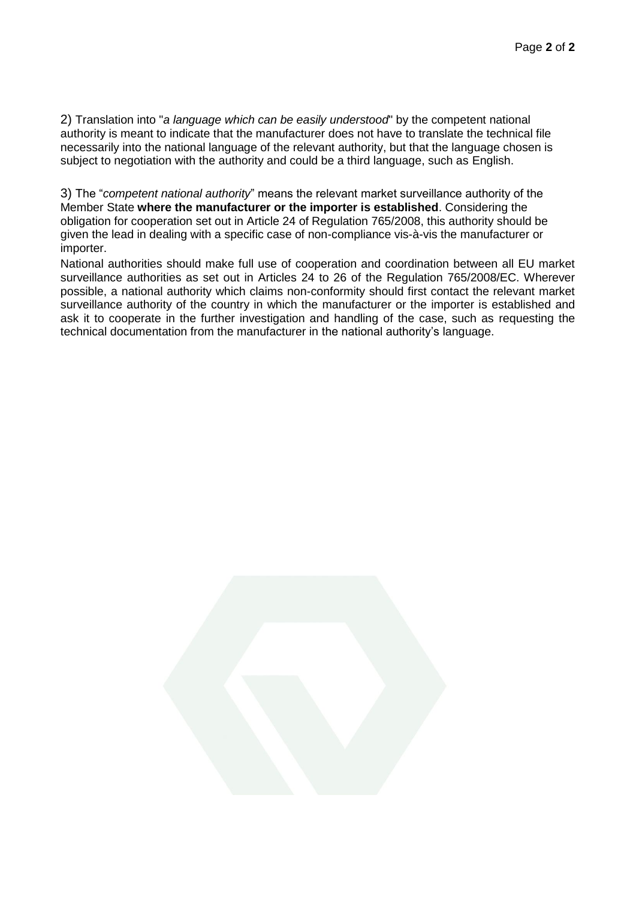2) Translation into "*a language which can be easily understood*" by the competent national authority is meant to indicate that the manufacturer does not have to translate the technical file necessarily into the national language of the relevant authority, but that the language chosen is subject to negotiation with the authority and could be a third language, such as English.

3) The "*competent national authority*" means the relevant market surveillance authority of the Member State **where the manufacturer or the importer is established**. Considering the obligation for cooperation set out in Article 24 of Regulation 765/2008, this authority should be given the lead in dealing with a specific case of non-compliance vis-à-vis the manufacturer or importer.

National authorities should make full use of cooperation and coordination between all EU market surveillance authorities as set out in Articles 24 to 26 of the Regulation 765/2008/EC. Wherever possible, a national authority which claims non-conformity should first contact the relevant market surveillance authority of the country in which the manufacturer or the importer is established and ask it to cooperate in the further investigation and handling of the case, such as requesting the technical documentation from the manufacturer in the national authority's language.